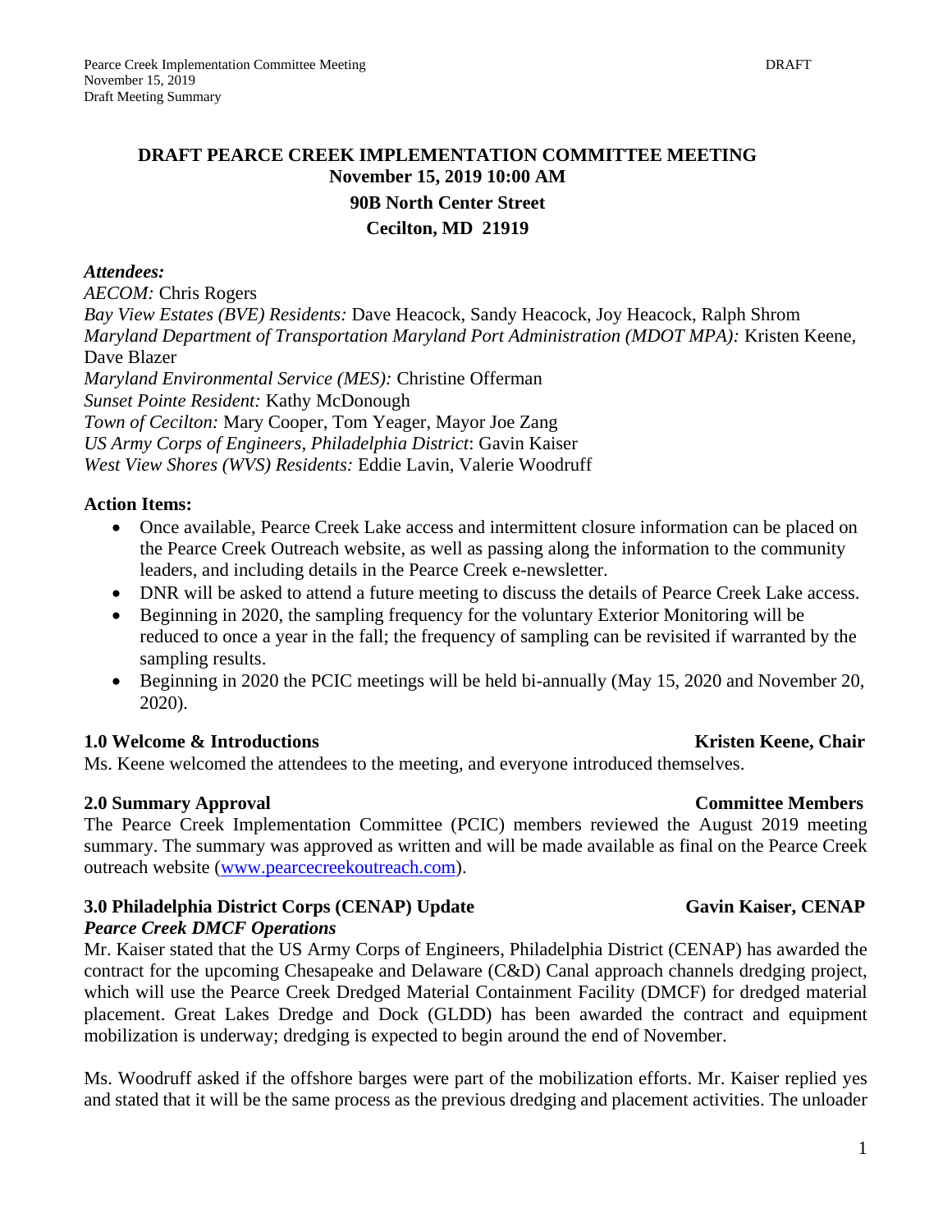# DRAFT PEARCE CREEK IMPLEMENTATION COMMITTEE MEETING

**November 15, 2019 10:00 AM**

**90B North Center Street**

**Cecilton, MD 21919**

***Attendees:***

*AECOM:* Chris Rogers
*Bay View Estates (BVE) Residents:* Dave Heacock, Sandy Heacock, Joy Heacock, Ralph Shrom
*Maryland Department of Transportation Maryland Port Administration (MDOT MPA):* Kristen Keene, Dave Blazer
*Maryland Environmental Service (MES):* Christine Offerman
*Sunset Pointe Resident:* Kathy McDonough
*Town of Cecilton:* Mary Cooper, Tom Yeager, Mayor Joe Zang
*US Army Corps of Engineers, Philadelphia District*: Gavin Kaiser
*West View Shores (WVS) Residents:* Eddie Lavin, Valerie Woodruff

**Action Items:**

- Once available, Pearce Creek Lake access and intermittent closure information can be placed on the Pearce Creek Outreach website, as well as passing along the information to the community leaders, and including details in the Pearce Creek e-newsletter.
- DNR will be asked to attend a future meeting to discuss the details of Pearce Creek Lake access.
- Beginning in 2020, the sampling frequency for the voluntary Exterior Monitoring will be reduced to once a year in the fall; the frequency of sampling can be revisited if warranted by the sampling results.
- Beginning in 2020 the PCIC meetings will be held bi-annually (May 15, 2020 and November 20, 2020).

## 1.0 Welcome & Introductions — Kristen Keene, Chair

Ms. Keene welcomed the attendees to the meeting, and everyone introduced themselves.

## 2.0 Summary Approval — Committee Members

The Pearce Creek Implementation Committee (PCIC) members reviewed the August 2019 meeting summary. The summary was approved as written and will be made available as final on the Pearce Creek outreach website (www.pearcecreekoutreach.com).

## 3.0 Philadelphia District Corps (CENAP) Update — Gavin Kaiser, CENAP

### *Pearce Creek DMCF Operations*

Mr. Kaiser stated that the US Army Corps of Engineers, Philadelphia District (CENAP) has awarded the contract for the upcoming Chesapeake and Delaware (C&D) Canal approach channels dredging project, which will use the Pearce Creek Dredged Material Containment Facility (DMCF) for dredged material placement. Great Lakes Dredge and Dock (GLDD) has been awarded the contract and equipment mobilization is underway; dredging is expected to begin around the end of November.

Ms. Woodruff asked if the offshore barges were part of the mobilization efforts. Mr. Kaiser replied yes and stated that it will be the same process as the previous dredging and placement activities. The unloader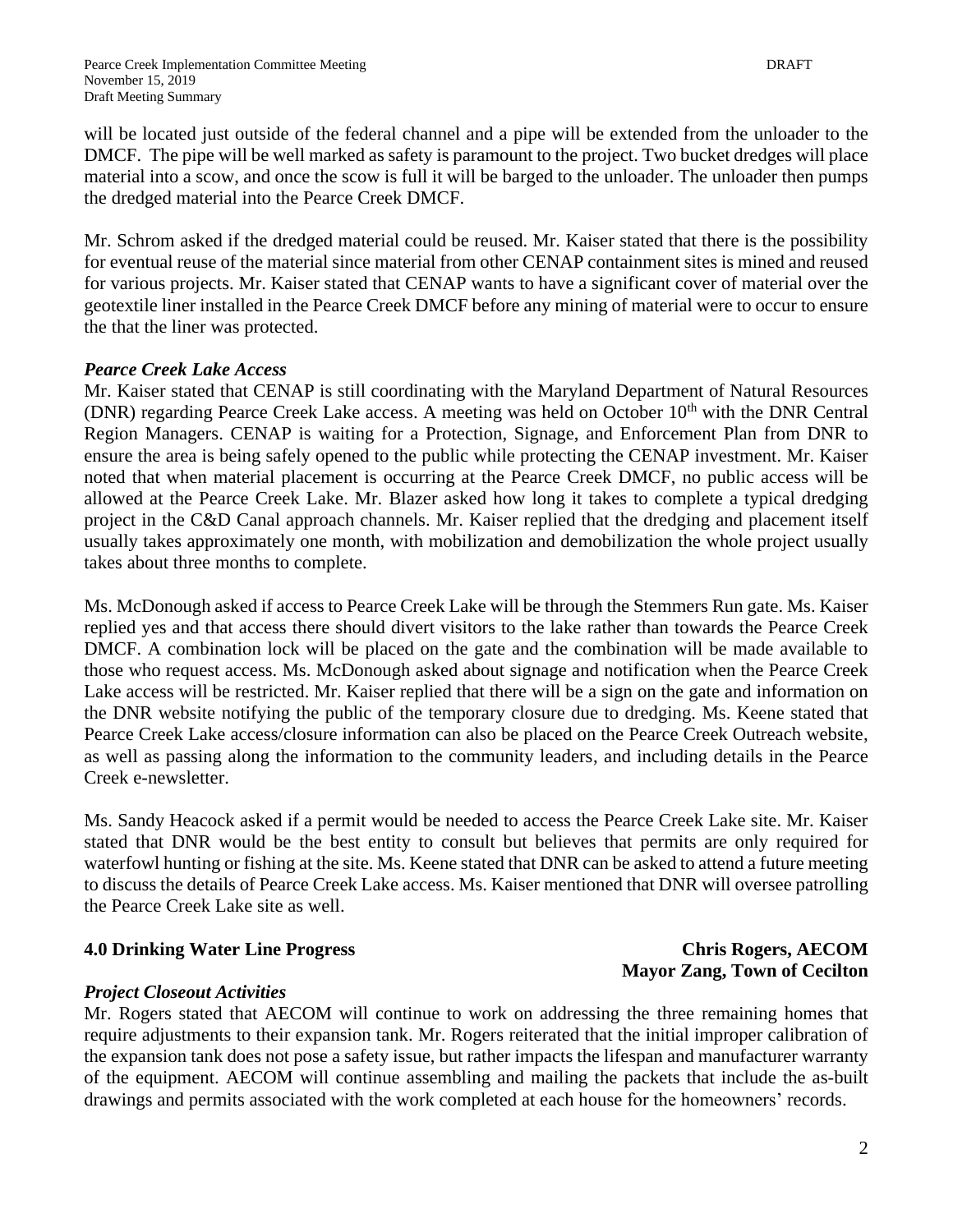will be located just outside of the federal channel and a pipe will be extended from the unloader to the DMCF. The pipe will be well marked as safety is paramount to the project. Two bucket dredges will place material into a scow, and once the scow is full it will be barged to the unloader. The unloader then pumps the dredged material into the Pearce Creek DMCF.

Mr. Schrom asked if the dredged material could be reused. Mr. Kaiser stated that there is the possibility for eventual reuse of the material since material from other CENAP containment sites is mined and reused for various projects. Mr. Kaiser stated that CENAP wants to have a significant cover of material over the geotextile liner installed in the Pearce Creek DMCF before any mining of material were to occur to ensure the that the liner was protected.

***Pearce Creek Lake Access***

Mr. Kaiser stated that CENAP is still coordinating with the Maryland Department of Natural Resources (DNR) regarding Pearce Creek Lake access. A meeting was held on October 10th with the DNR Central Region Managers. CENAP is waiting for a Protection, Signage, and Enforcement Plan from DNR to ensure the area is being safely opened to the public while protecting the CENAP investment. Mr. Kaiser noted that when material placement is occurring at the Pearce Creek DMCF, no public access will be allowed at the Pearce Creek Lake. Mr. Blazer asked how long it takes to complete a typical dredging project in the C&D Canal approach channels. Mr. Kaiser replied that the dredging and placement itself usually takes approximately one month, with mobilization and demobilization the whole project usually takes about three months to complete.

Ms. McDonough asked if access to Pearce Creek Lake will be through the Stemmers Run gate. Ms. Kaiser replied yes and that access there should divert visitors to the lake rather than towards the Pearce Creek DMCF. A combination lock will be placed on the gate and the combination will be made available to those who request access. Ms. McDonough asked about signage and notification when the Pearce Creek Lake access will be restricted. Mr. Kaiser replied that there will be a sign on the gate and information on the DNR website notifying the public of the temporary closure due to dredging. Ms. Keene stated that Pearce Creek Lake access/closure information can also be placed on the Pearce Creek Outreach website, as well as passing along the information to the community leaders, and including details in the Pearce Creek e-newsletter.

Ms. Sandy Heacock asked if a permit would be needed to access the Pearce Creek Lake site. Mr. Kaiser stated that DNR would be the best entity to consult but believes that permits are only required for waterfowl hunting or fishing at the site. Ms. Keene stated that DNR can be asked to attend a future meeting to discuss the details of Pearce Creek Lake access. Ms. Kaiser mentioned that DNR will oversee patrolling the Pearce Creek Lake site as well.

## 4.0 Drinking Water Line Progress

**Chris Rogers, AECOM**
**Mayor Zang, Town of Cecilton**

***Project Closeout Activities***

Mr. Rogers stated that AECOM will continue to work on addressing the three remaining homes that require adjustments to their expansion tank. Mr. Rogers reiterated that the initial improper calibration of the expansion tank does not pose a safety issue, but rather impacts the lifespan and manufacturer warranty of the equipment. AECOM will continue assembling and mailing the packets that include the as-built drawings and permits associated with the work completed at each house for the homeowners' records.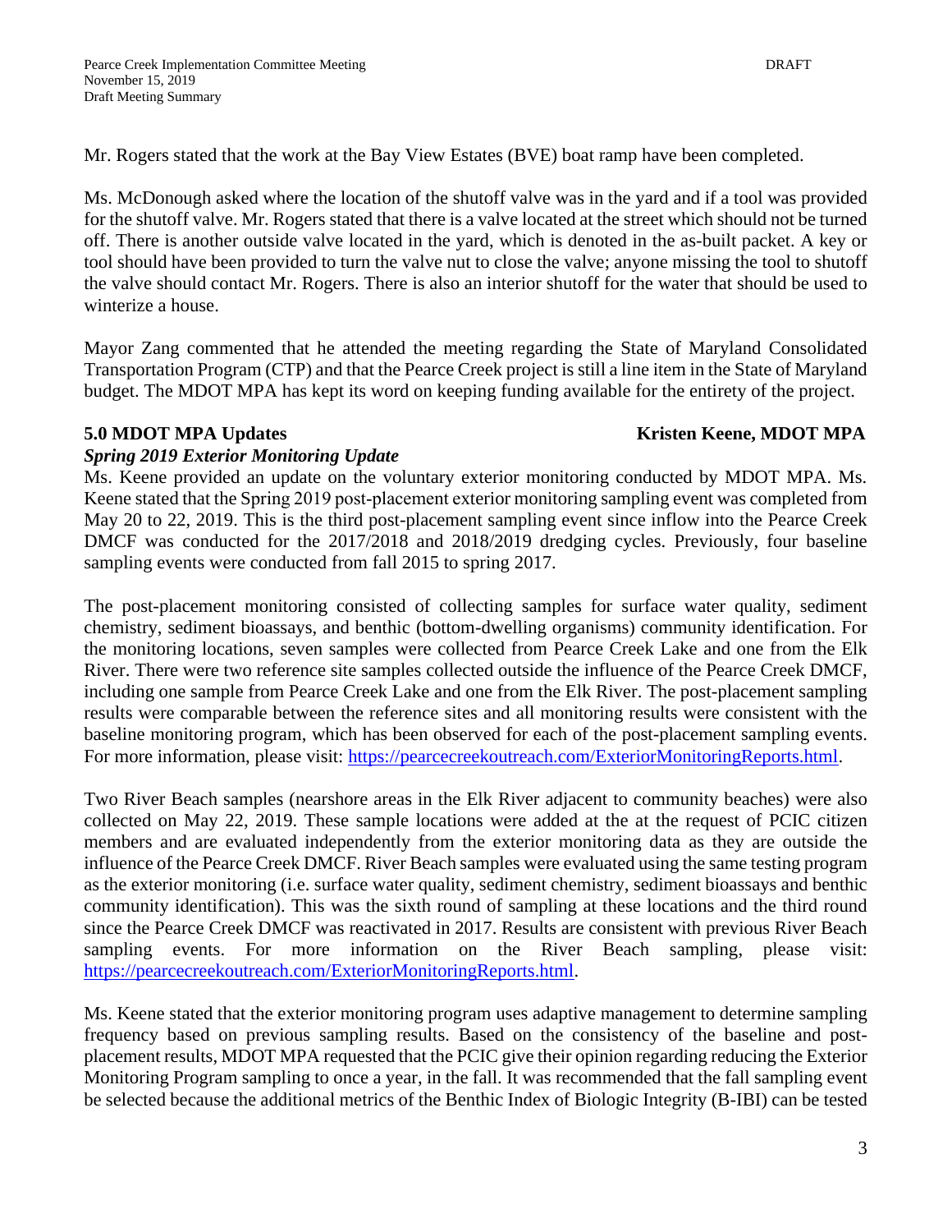Mr. Rogers stated that the work at the Bay View Estates (BVE) boat ramp have been completed.

Ms. McDonough asked where the location of the shutoff valve was in the yard and if a tool was provided for the shutoff valve. Mr. Rogers stated that there is a valve located at the street which should not be turned off. There is another outside valve located in the yard, which is denoted in the as-built packet. A key or tool should have been provided to turn the valve nut to close the valve; anyone missing the tool to shutoff the valve should contact Mr. Rogers. There is also an interior shutoff for the water that should be used to winterize a house.

Mayor Zang commented that he attended the meeting regarding the State of Maryland Consolidated Transportation Program (CTP) and that the Pearce Creek project is still a line item in the State of Maryland budget. The MDOT MPA has kept its word on keeping funding available for the entirety of the project.

**5.0 MDOT MPA Updates** **Kristen Keene, MDOT MPA**

***Spring 2019 Exterior Monitoring Update***

Ms. Keene provided an update on the voluntary exterior monitoring conducted by MDOT MPA. Ms. Keene stated that the Spring 2019 post-placement exterior monitoring sampling event was completed from May 20 to 22, 2019. This is the third post-placement sampling event since inflow into the Pearce Creek DMCF was conducted for the 2017/2018 and 2018/2019 dredging cycles. Previously, four baseline sampling events were conducted from fall 2015 to spring 2017.

The post-placement monitoring consisted of collecting samples for surface water quality, sediment chemistry, sediment bioassays, and benthic (bottom-dwelling organisms) community identification. For the monitoring locations, seven samples were collected from Pearce Creek Lake and one from the Elk River. There were two reference site samples collected outside the influence of the Pearce Creek DMCF, including one sample from Pearce Creek Lake and one from the Elk River. The post-placement sampling results were comparable between the reference sites and all monitoring results were consistent with the baseline monitoring program, which has been observed for each of the post-placement sampling events. For more information, please visit: [https://pearcecreekoutreach.com/ExteriorMonitoringReports.html](https://pearcecreekoutreach.com/ExteriorMonitoringReports.html).

Two River Beach samples (nearshore areas in the Elk River adjacent to community beaches) were also collected on May 22, 2019. These sample locations were added at the at the request of PCIC citizen members and are evaluated independently from the exterior monitoring data as they are outside the influence of the Pearce Creek DMCF. River Beach samples were evaluated using the same testing program as the exterior monitoring (i.e. surface water quality, sediment chemistry, sediment bioassays and benthic community identification). This was the sixth round of sampling at these locations and the third round since the Pearce Creek DMCF was reactivated in 2017. Results are consistent with previous River Beach sampling events. For more information on the River Beach sampling, please visit: [https://pearcecreekoutreach.com/ExteriorMonitoringReports.html](https://pearcecreekoutreach.com/ExteriorMonitoringReports.html).

Ms. Keene stated that the exterior monitoring program uses adaptive management to determine sampling frequency based on previous sampling results. Based on the consistency of the baseline and post-placement results, MDOT MPA requested that the PCIC give their opinion regarding reducing the Exterior Monitoring Program sampling to once a year, in the fall. It was recommended that the fall sampling event be selected because the additional metrics of the Benthic Index of Biologic Integrity (B-IBI) can be tested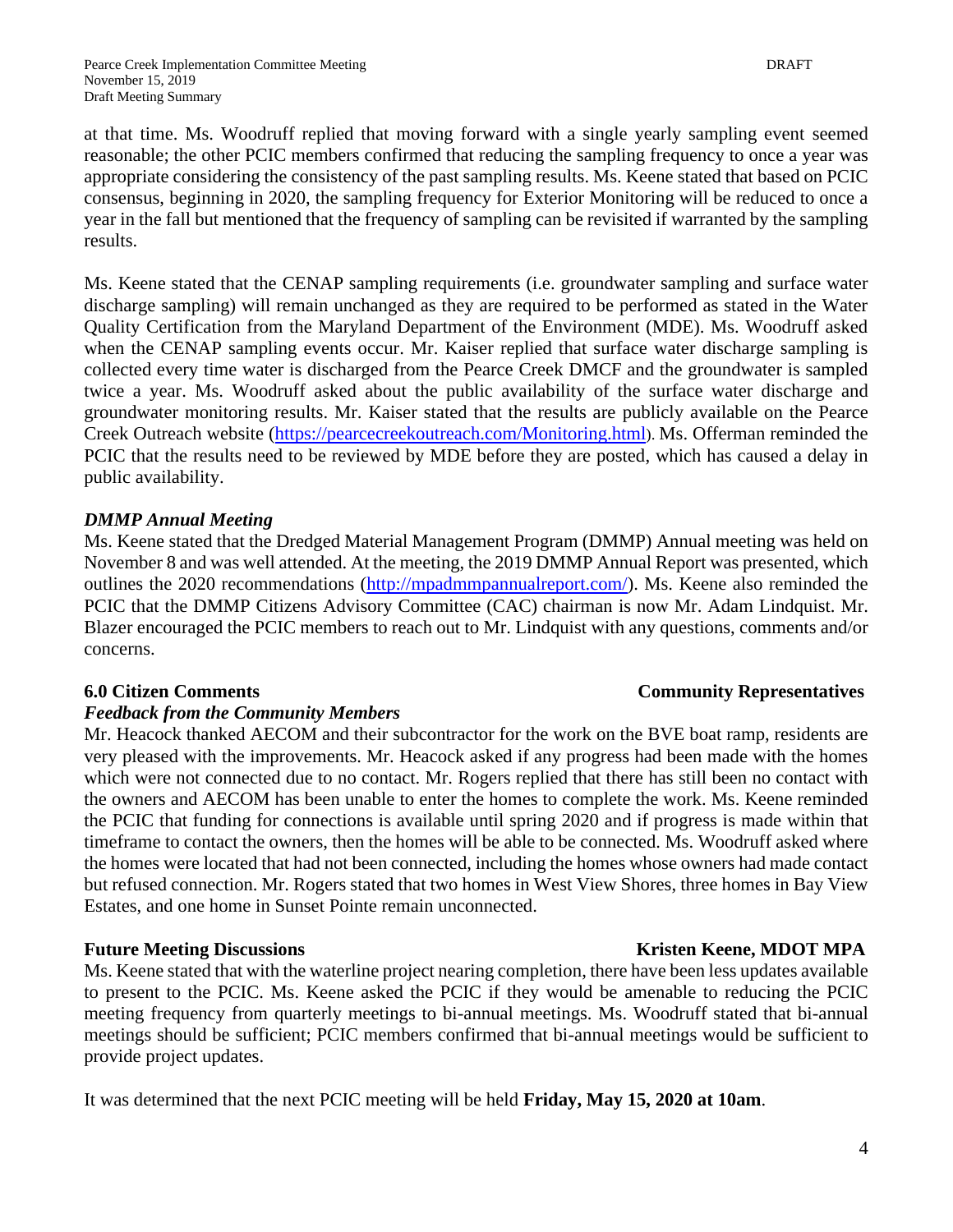at that time. Ms. Woodruff replied that moving forward with a single yearly sampling event seemed reasonable; the other PCIC members confirmed that reducing the sampling frequency to once a year was appropriate considering the consistency of the past sampling results. Ms. Keene stated that based on PCIC consensus, beginning in 2020, the sampling frequency for Exterior Monitoring will be reduced to once a year in the fall but mentioned that the frequency of sampling can be revisited if warranted by the sampling results.

Ms. Keene stated that the CENAP sampling requirements (i.e. groundwater sampling and surface water discharge sampling) will remain unchanged as they are required to be performed as stated in the Water Quality Certification from the Maryland Department of the Environment (MDE). Ms. Woodruff asked when the CENAP sampling events occur. Mr. Kaiser replied that surface water discharge sampling is collected every time water is discharged from the Pearce Creek DMCF and the groundwater is sampled twice a year. Ms. Woodruff asked about the public availability of the surface water discharge and groundwater monitoring results. Mr. Kaiser stated that the results are publicly available on the Pearce Creek Outreach website (https://pearcecreekoutreach.com/Monitoring.html). Ms. Offerman reminded the PCIC that the results need to be reviewed by MDE before they are posted, which has caused a delay in public availability.

***DMMP Annual Meeting***

Ms. Keene stated that the Dredged Material Management Program (DMMP) Annual meeting was held on November 8 and was well attended. At the meeting, the 2019 DMMP Annual Report was presented, which outlines the 2020 recommendations (http://mpadmmpannualreport.com/). Ms. Keene also reminded the PCIC that the DMMP Citizens Advisory Committee (CAC) chairman is now Mr. Adam Lindquist. Mr. Blazer encouraged the PCIC members to reach out to Mr. Lindquist with any questions, comments and/or concerns.

**6.0 Citizen Comments** **Community Representatives**

***Feedback from the Community Members***

Mr. Heacock thanked AECOM and their subcontractor for the work on the BVE boat ramp, residents are very pleased with the improvements. Mr. Heacock asked if any progress had been made with the homes which were not connected due to no contact. Mr. Rogers replied that there has still been no contact with the owners and AECOM has been unable to enter the homes to complete the work. Ms. Keene reminded the PCIC that funding for connections is available until spring 2020 and if progress is made within that timeframe to contact the owners, then the homes will be able to be connected. Ms. Woodruff asked where the homes were located that had not been connected, including the homes whose owners had made contact but refused connection. Mr. Rogers stated that two homes in West View Shores, three homes in Bay View Estates, and one home in Sunset Pointe remain unconnected.

**Future Meeting Discussions** **Kristen Keene, MDOT MPA**

Ms. Keene stated that with the waterline project nearing completion, there have been less updates available to present to the PCIC. Ms. Keene asked the PCIC if they would be amenable to reducing the PCIC meeting frequency from quarterly meetings to bi-annual meetings. Ms. Woodruff stated that bi-annual meetings should be sufficient; PCIC members confirmed that bi-annual meetings would be sufficient to provide project updates.

It was determined that the next PCIC meeting will be held **Friday, May 15, 2020 at 10am**.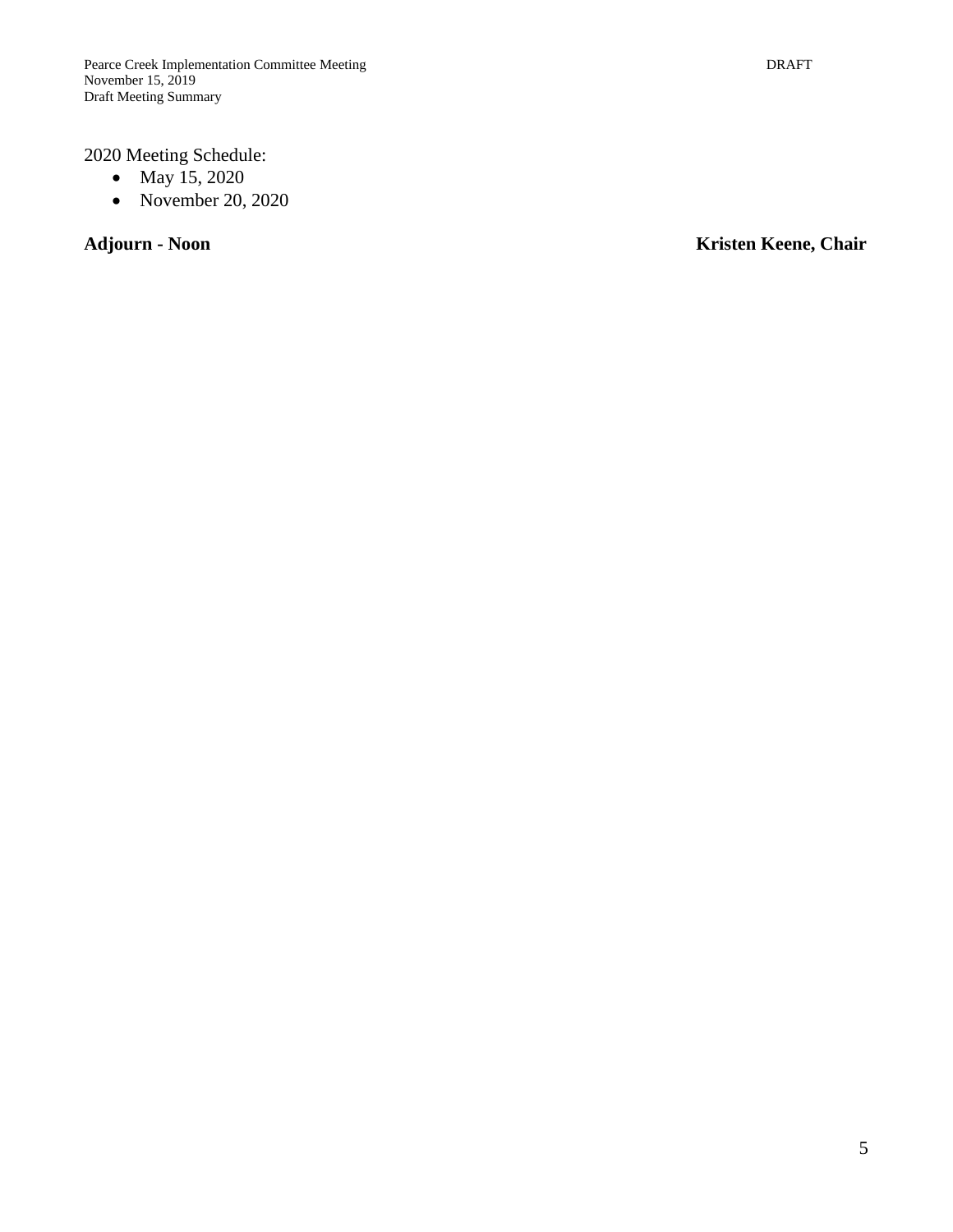2020 Meeting Schedule:

- May 15, 2020
- November 20, 2020

**Adjourn - Noon** **Kristen Keene, Chair**